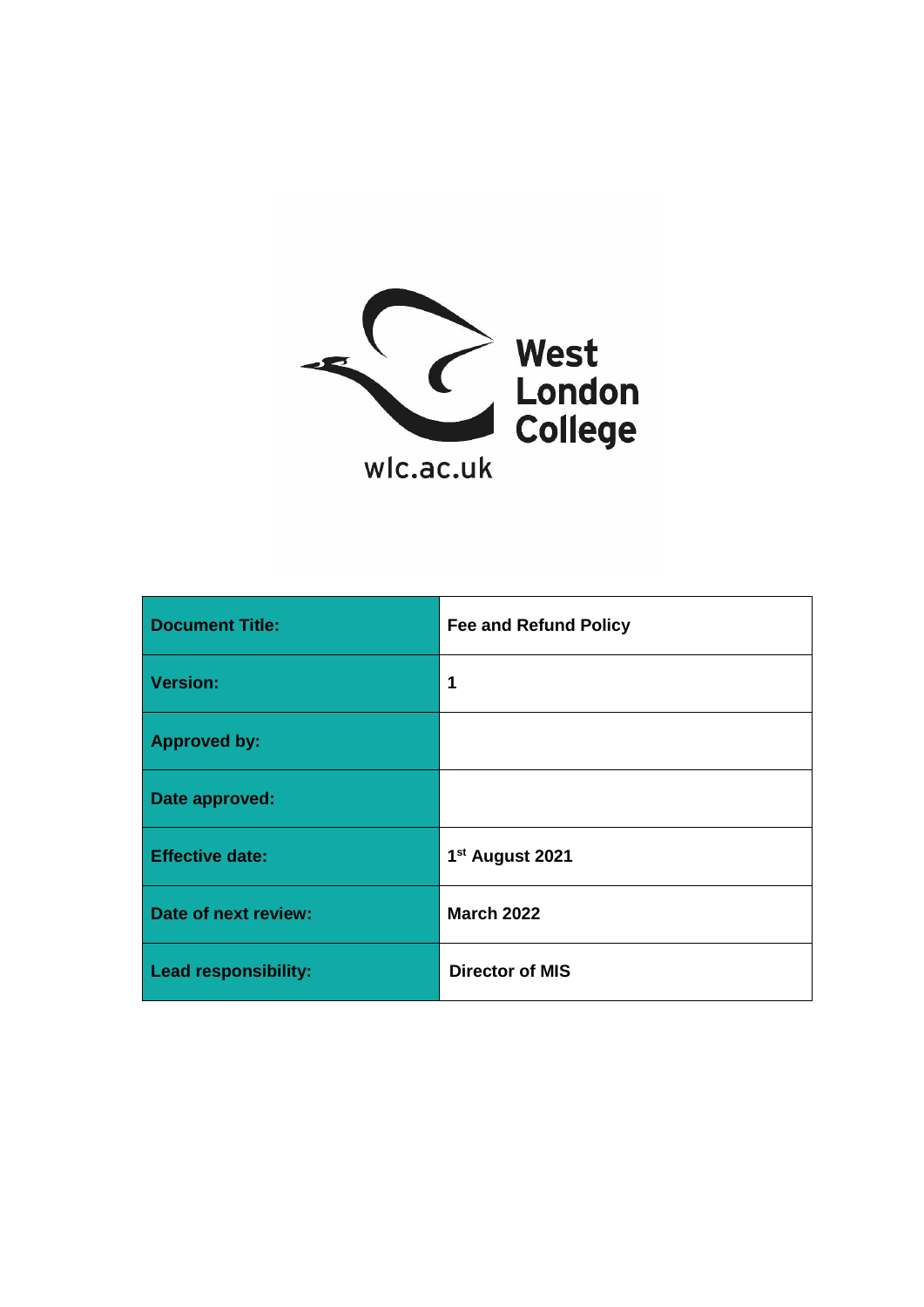West London College

wlc.ac.uk

| Document Title: | Fee and Refund Policy |
|---|---|
| Version: | 1 |
| Approved by: | |
| Date approved: | |
| Effective date: | 1st August 2021 |
| Date of next review: | March 2022 |
| Lead responsibility: | Director of MIS |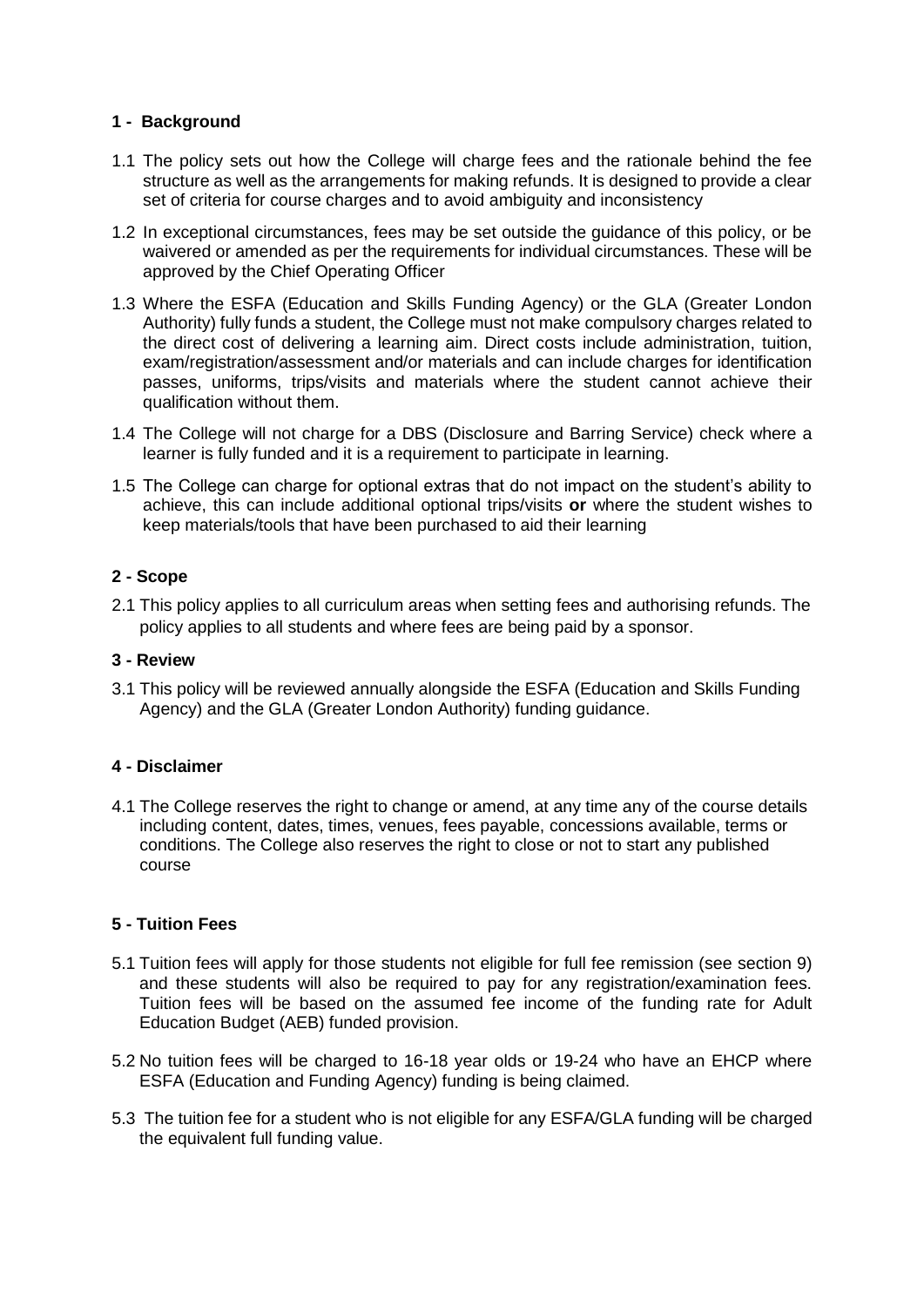## 1 - Background

1.1 The policy sets out how the College will charge fees and the rationale behind the fee structure as well as the arrangements for making refunds. It is designed to provide a clear set of criteria for course charges and to avoid ambiguity and inconsistency

1.2 In exceptional circumstances, fees may be set outside the guidance of this policy, or be waivered or amended as per the requirements for individual circumstances. These will be approved by the Chief Operating Officer

1.3 Where the ESFA (Education and Skills Funding Agency) or the GLA (Greater London Authority) fully funds a student, the College must not make compulsory charges related to the direct cost of delivering a learning aim. Direct costs include administration, tuition, exam/registration/assessment and/or materials and can include charges for identification passes, uniforms, trips/visits and materials where the student cannot achieve their qualification without them.

1.4 The College will not charge for a DBS (Disclosure and Barring Service) check where a learner is fully funded and it is a requirement to participate in learning.

1.5 The College can charge for optional extras that do not impact on the student's ability to achieve, this can include additional optional trips/visits **or** where the student wishes to keep materials/tools that have been purchased to aid their learning

## 2 - Scope

2.1 This policy applies to all curriculum areas when setting fees and authorising refunds. The policy applies to all students and where fees are being paid by a sponsor.

## 3 - Review

3.1 This policy will be reviewed annually alongside the ESFA (Education and Skills Funding Agency) and the GLA (Greater London Authority) funding guidance.

## 4 - Disclaimer

4.1 The College reserves the right to change or amend, at any time any of the course details including content, dates, times, venues, fees payable, concessions available, terms or conditions. The College also reserves the right to close or not to start any published course

## 5 - Tuition Fees

5.1 Tuition fees will apply for those students not eligible for full fee remission (see section 9) and these students will also be required to pay for any registration/examination fees. Tuition fees will be based on the assumed fee income of the funding rate for Adult Education Budget (AEB) funded provision.

5.2 No tuition fees will be charged to 16-18 year olds or 19-24 who have an EHCP where ESFA (Education and Funding Agency) funding is being claimed.

5.3 The tuition fee for a student who is not eligible for any ESFA/GLA funding will be charged the equivalent full funding value.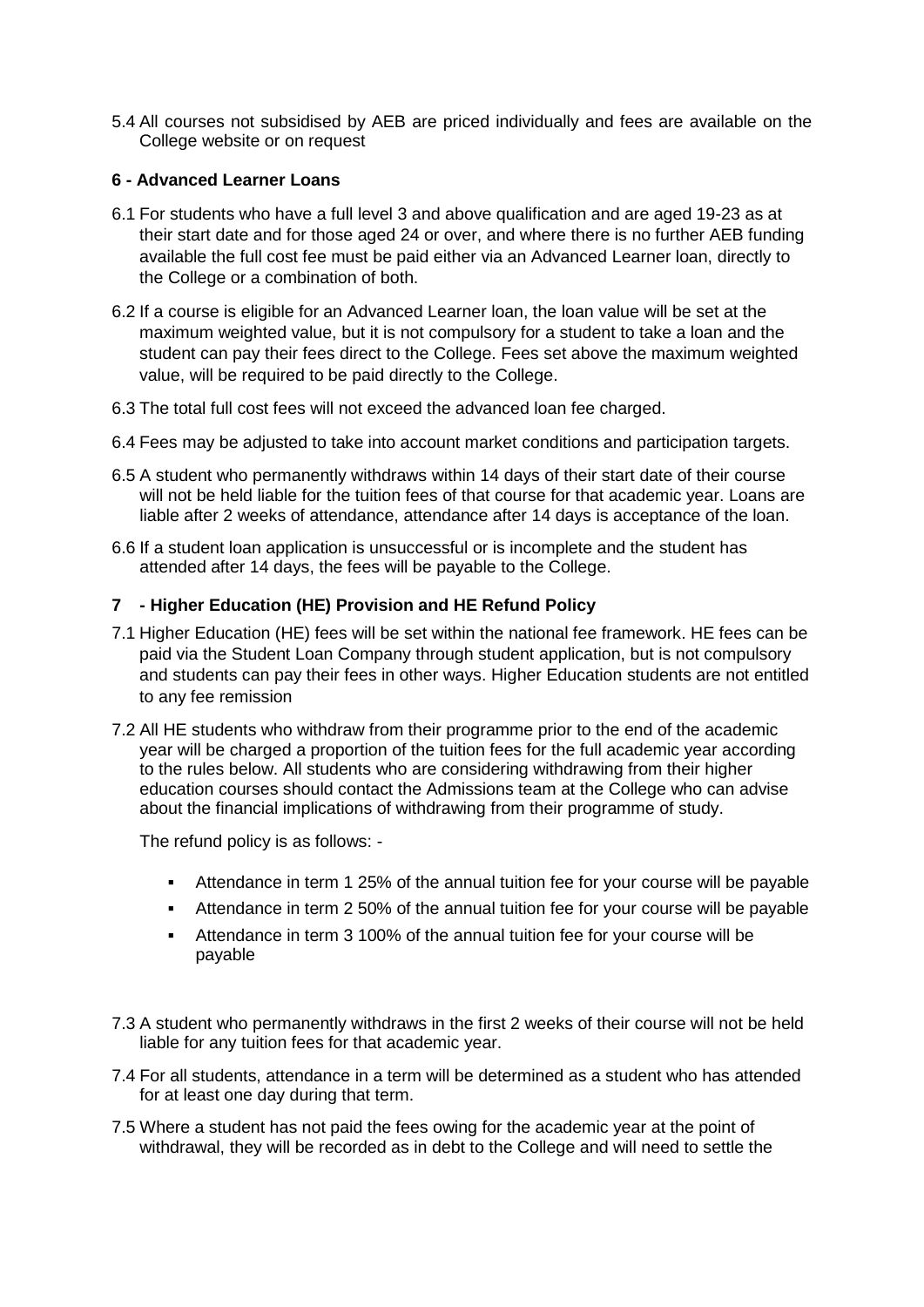5.4 All courses not subsidised by AEB are priced individually and fees are available on the College website or on request

### 6 - Advanced Learner Loans

6.1 For students who have a full level 3 and above qualification and are aged 19-23 as at their start date and for those aged 24 or over, and where there is no further AEB funding available the full cost fee must be paid either via an Advanced Learner loan, directly to the College or a combination of both.

6.2 If a course is eligible for an Advanced Learner loan, the loan value will be set at the maximum weighted value, but it is not compulsory for a student to take a loan and the student can pay their fees direct to the College. Fees set above the maximum weighted value, will be required to be paid directly to the College.

6.3 The total full cost fees will not exceed the advanced loan fee charged.

6.4 Fees may be adjusted to take into account market conditions and participation targets.

6.5 A student who permanently withdraws within 14 days of their start date of their course will not be held liable for the tuition fees of that course for that academic year. Loans are liable after 2 weeks of attendance, attendance after 14 days is acceptance of the loan.

6.6 If a student loan application is unsuccessful or is incomplete and the student has attended after 14 days, the fees will be payable to the College.

### 7 - Higher Education (HE) Provision and HE Refund Policy

7.1 Higher Education (HE) fees will be set within the national fee framework. HE fees can be paid via the Student Loan Company through student application, but is not compulsory and students can pay their fees in other ways. Higher Education students are not entitled to any fee remission

7.2 All HE students who withdraw from their programme prior to the end of the academic year will be charged a proportion of the tuition fees for the full academic year according to the rules below. All students who are considering withdrawing from their higher education courses should contact the Admissions team at the College who can advise about the financial implications of withdrawing from their programme of study.

The refund policy is as follows: -

- Attendance in term 1 25% of the annual tuition fee for your course will be payable
- Attendance in term 2 50% of the annual tuition fee for your course will be payable
- Attendance in term 3 100% of the annual tuition fee for your course will be payable

7.3 A student who permanently withdraws in the first 2 weeks of their course will not be held liable for any tuition fees for that academic year.

7.4 For all students, attendance in a term will be determined as a student who has attended for at least one day during that term.

7.5 Where a student has not paid the fees owing for the academic year at the point of withdrawal, they will be recorded as in debt to the College and will need to settle the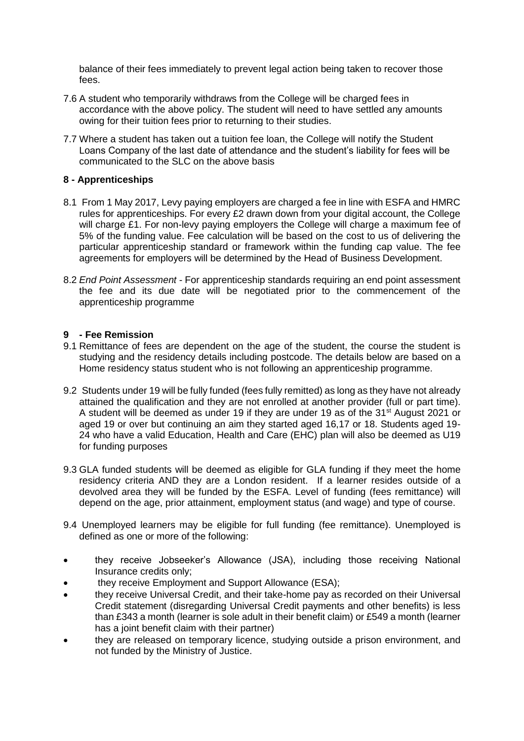balance of their fees immediately to prevent legal action being taken to recover those fees.

7.6 A student who temporarily withdraws from the College will be charged fees in accordance with the above policy. The student will need to have settled any amounts owing for their tuition fees prior to returning to their studies.

7.7 Where a student has taken out a tuition fee loan, the College will notify the Student Loans Company of the last date of attendance and the student's liability for fees will be communicated to the SLC on the above basis

## 8 - Apprenticeships

8.1 From 1 May 2017, Levy paying employers are charged a fee in line with ESFA and HMRC rules for apprenticeships. For every £2 drawn down from your digital account, the College will charge £1. For non-levy paying employers the College will charge a maximum fee of 5% of the funding value. Fee calculation will be based on the cost to us of delivering the particular apprenticeship standard or framework within the funding cap value. The fee agreements for employers will be determined by the Head of Business Development.

8.2 *End Point Assessment* - For apprenticeship standards requiring an end point assessment the fee and its due date will be negotiated prior to the commencement of the apprenticeship programme

## 9 - Fee Remission

9.1 Remittance of fees are dependent on the age of the student, the course the student is studying and the residency details including postcode. The details below are based on a Home residency status student who is not following an apprenticeship programme.

9.2 Students under 19 will be fully funded (fees fully remitted) as long as they have not already attained the qualification and they are not enrolled at another provider (full or part time). A student will be deemed as under 19 if they are under 19 as of the 31st August 2021 or aged 19 or over but continuing an aim they started aged 16,17 or 18. Students aged 19-24 who have a valid Education, Health and Care (EHC) plan will also be deemed as U19 for funding purposes

9.3 GLA funded students will be deemed as eligible for GLA funding if they meet the home residency criteria AND they are a London resident. If a learner resides outside of a devolved area they will be funded by the ESFA. Level of funding (fees remittance) will depend on the age, prior attainment, employment status (and wage) and type of course.

9.4 Unemployed learners may be eligible for full funding (fee remittance). Unemployed is defined as one or more of the following:

- they receive Jobseeker's Allowance (JSA), including those receiving National Insurance credits only;
- they receive Employment and Support Allowance (ESA);
- they receive Universal Credit, and their take-home pay as recorded on their Universal Credit statement (disregarding Universal Credit payments and other benefits) is less than £343 a month (learner is sole adult in their benefit claim) or £549 a month (learner has a joint benefit claim with their partner)
- they are released on temporary licence, studying outside a prison environment, and not funded by the Ministry of Justice.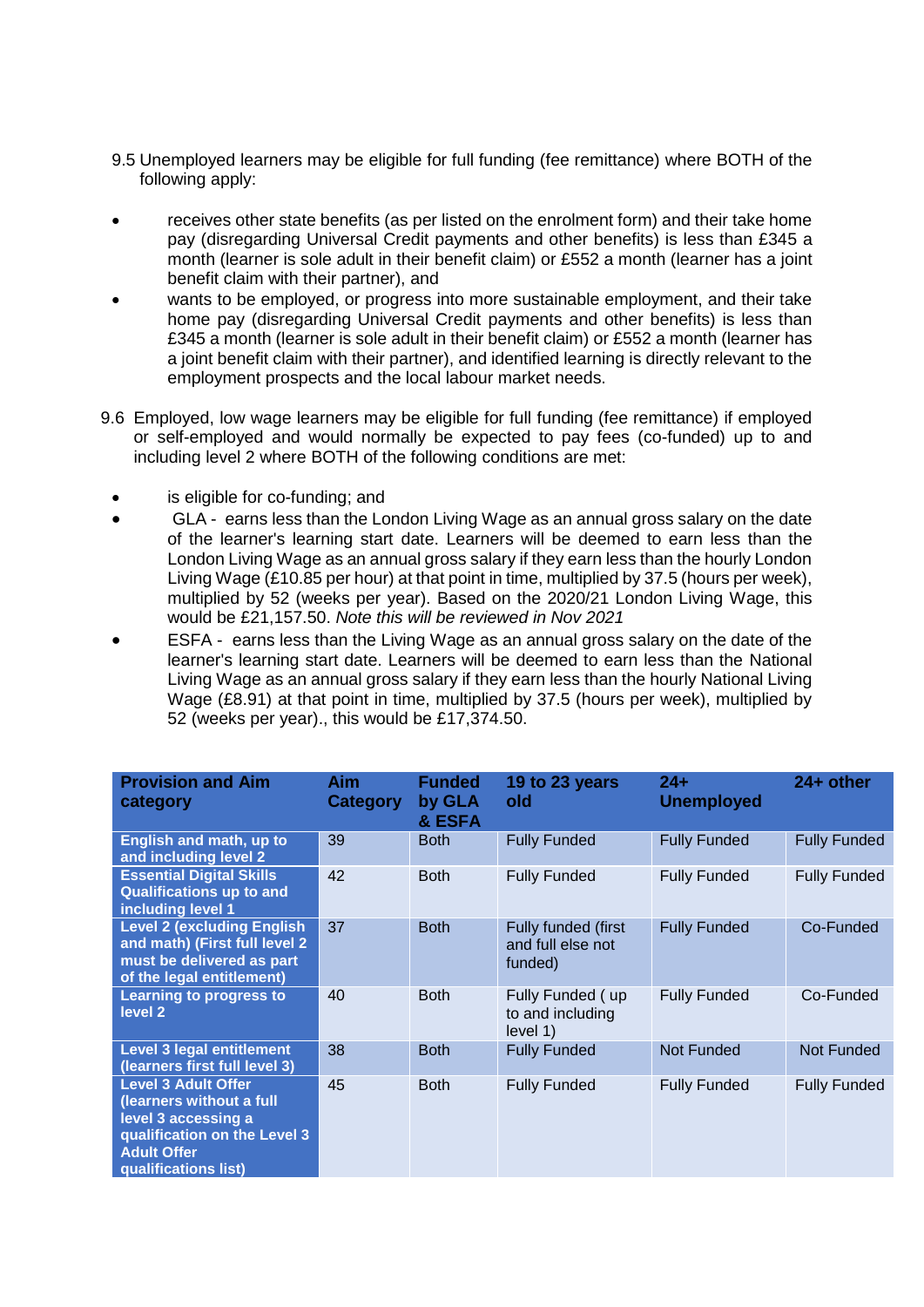9.5 Unemployed learners may be eligible for full funding (fee remittance) where BOTH of the following apply:

- receives other state benefits (as per listed on the enrolment form) and their take home pay (disregarding Universal Credit payments and other benefits) is less than £345 a month (learner is sole adult in their benefit claim) or £552 a month (learner has a joint benefit claim with their partner), and
- wants to be employed, or progress into more sustainable employment, and their take home pay (disregarding Universal Credit payments and other benefits) is less than £345 a month (learner is sole adult in their benefit claim) or £552 a month (learner has a joint benefit claim with their partner), and identified learning is directly relevant to the employment prospects and the local labour market needs.

9.6 Employed, low wage learners may be eligible for full funding (fee remittance) if employed or self-employed and would normally be expected to pay fees (co-funded) up to and including level 2 where BOTH of the following conditions are met:

- is eligible for co-funding; and
- GLA - earns less than the London Living Wage as an annual gross salary on the date of the learner's learning start date. Learners will be deemed to earn less than the London Living Wage as an annual gross salary if they earn less than the hourly London Living Wage (£10.85 per hour) at that point in time, multiplied by 37.5 (hours per week), multiplied by 52 (weeks per year). Based on the 2020/21 London Living Wage, this would be £21,157.50. *Note this will be reviewed in Nov 2021*
- ESFA - earns less than the Living Wage as an annual gross salary on the date of the learner's learning start date. Learners will be deemed to earn less than the National Living Wage as an annual gross salary if they earn less than the hourly National Living Wage (£8.91) at that point in time, multiplied by 37.5 (hours per week), multiplied by 52 (weeks per year)., this would be £17,374.50.

| Provision and Aim category | Aim Category | Funded by GLA & ESFA | 19 to 23 years old | 24+ Unemployed | 24+ other |
|---|---|---|---|---|---|
| **English and math, up to and including level 2** | 39 | Both | Fully Funded | Fully Funded | Fully Funded |
| **Essential Digital Skills Qualifications up to and including level 1** | 42 | Both | Fully Funded | Fully Funded | Fully Funded |
| **Level 2 (excluding English and math) (First full level 2 must be delivered as part of the legal entitlement)** | 37 | Both | Fully funded (first and full else not funded) | Fully Funded | Co-Funded |
| **Learning to progress to level 2** | 40 | Both | Fully Funded ( up to and including level 1) | Fully Funded | Co-Funded |
| **Level 3 legal entitlement (learners first full level 3)** | 38 | Both | Fully Funded | Not Funded | Not Funded |
| **Level 3 Adult Offer (learners without a full level 3 accessing a qualification on the Level 3 Adult Offer qualifications list)** | 45 | Both | Fully Funded | Fully Funded | Fully Funded |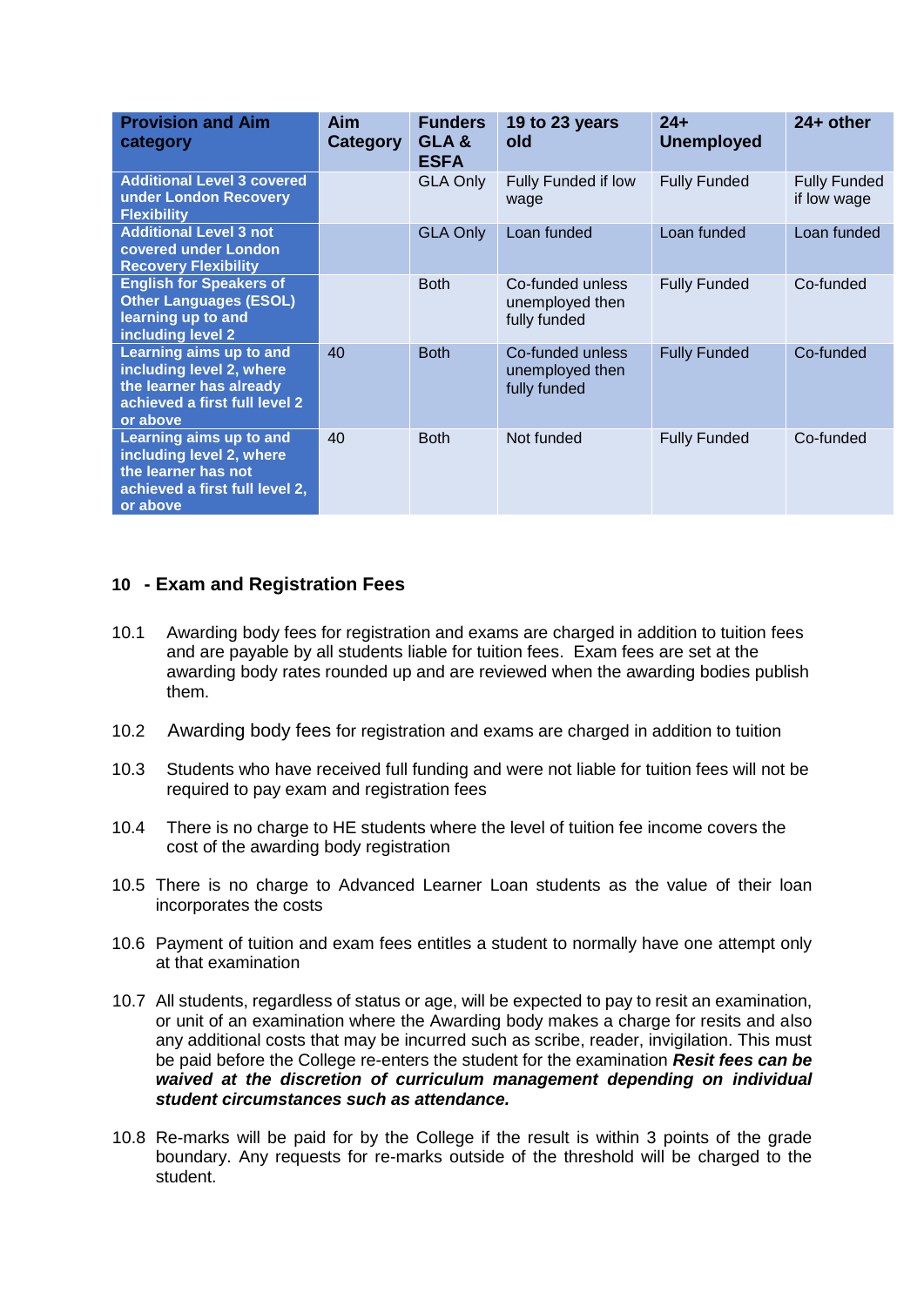| Provision and Aim category | Aim Category | Funders GLA & ESFA | 19 to 23 years old | 24+ Unemployed | 24+ other |
|---|---|---|---|---|---|
| **Additional Level 3 covered under London Recovery Flexibility** | | GLA Only | Fully Funded if low wage | Fully Funded | Fully Funded if low wage |
| **Additional Level 3 not covered under London Recovery Flexibility** | | GLA Only | Loan funded | Loan funded | Loan funded |
| **English for Speakers of Other Languages (ESOL) learning up to and including level 2** | | Both | Co-funded unless unemployed then fully funded | Fully Funded | Co-funded |
| **Learning aims up to and including level 2, where the learner has already achieved a first full level 2 or above** | 40 | Both | Co-funded unless unemployed then fully funded | Fully Funded | Co-funded |
| **Learning aims up to and including level 2, where the learner has not achieved a first full level 2, or above** | 40 | Both | Not funded | Fully Funded | Co-funded |

## 10 - Exam and Registration Fees

10.1 Awarding body fees for registration and exams are charged in addition to tuition fees and are payable by all students liable for tuition fees. Exam fees are set at the awarding body rates rounded up and are reviewed when the awarding bodies publish them.

10.2 Awarding body fees for registration and exams are charged in addition to tuition

10.3 Students who have received full funding and were not liable for tuition fees will not be required to pay exam and registration fees

10.4 There is no charge to HE students where the level of tuition fee income covers the cost of the awarding body registration

10.5 There is no charge to Advanced Learner Loan students as the value of their loan incorporates the costs

10.6 Payment of tuition and exam fees entitles a student to normally have one attempt only at that examination

10.7 All students, regardless of status or age, will be expected to pay to resit an examination, or unit of an examination where the Awarding body makes a charge for resits and also any additional costs that may be incurred such as scribe, reader, invigilation. This must be paid before the College re-enters the student for the examination ***Resit fees can be waived at the discretion of curriculum management depending on individual student circumstances such as attendance.***

10.8 Re-marks will be paid for by the College if the result is within 3 points of the grade boundary. Any requests for re-marks outside of the threshold will be charged to the student.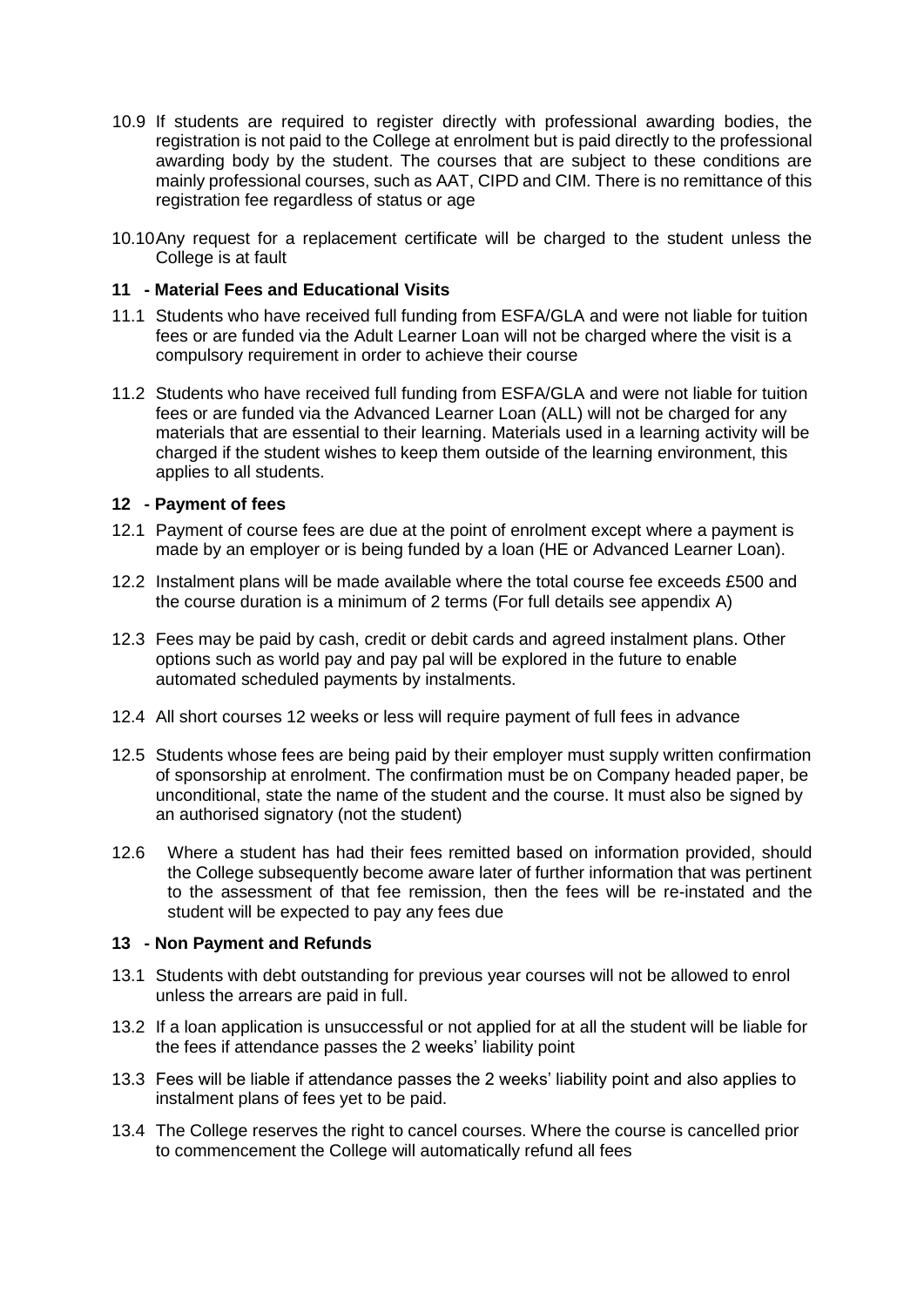10.9 If students are required to register directly with professional awarding bodies, the registration is not paid to the College at enrolment but is paid directly to the professional awarding body by the student. The courses that are subject to these conditions are mainly professional courses, such as AAT, CIPD and CIM. There is no remittance of this registration fee regardless of status or age

10.10 Any request for a replacement certificate will be charged to the student unless the College is at fault

## 11 - Material Fees and Educational Visits

11.1 Students who have received full funding from ESFA/GLA and were not liable for tuition fees or are funded via the Adult Learner Loan will not be charged where the visit is a compulsory requirement in order to achieve their course

11.2 Students who have received full funding from ESFA/GLA and were not liable for tuition fees or are funded via the Advanced Learner Loan (ALL) will not be charged for any materials that are essential to their learning. Materials used in a learning activity will be charged if the student wishes to keep them outside of the learning environment, this applies to all students.

## 12 - Payment of fees

12.1 Payment of course fees are due at the point of enrolment except where a payment is made by an employer or is being funded by a loan (HE or Advanced Learner Loan).

12.2 Instalment plans will be made available where the total course fee exceeds £500 and the course duration is a minimum of 2 terms (For full details see appendix A)

12.3 Fees may be paid by cash, credit or debit cards and agreed instalment plans. Other options such as world pay and pay pal will be explored in the future to enable automated scheduled payments by instalments.

12.4 All short courses 12 weeks or less will require payment of full fees in advance

12.5 Students whose fees are being paid by their employer must supply written confirmation of sponsorship at enrolment. The confirmation must be on Company headed paper, be unconditional, state the name of the student and the course. It must also be signed by an authorised signatory (not the student)

12.6 Where a student has had their fees remitted based on information provided, should the College subsequently become aware later of further information that was pertinent to the assessment of that fee remission, then the fees will be re-instated and the student will be expected to pay any fees due

## 13 - Non Payment and Refunds

13.1 Students with debt outstanding for previous year courses will not be allowed to enrol unless the arrears are paid in full.

13.2 If a loan application is unsuccessful or not applied for at all the student will be liable for the fees if attendance passes the 2 weeks' liability point

13.3 Fees will be liable if attendance passes the 2 weeks' liability point and also applies to instalment plans of fees yet to be paid.

13.4 The College reserves the right to cancel courses. Where the course is cancelled prior to commencement the College will automatically refund all fees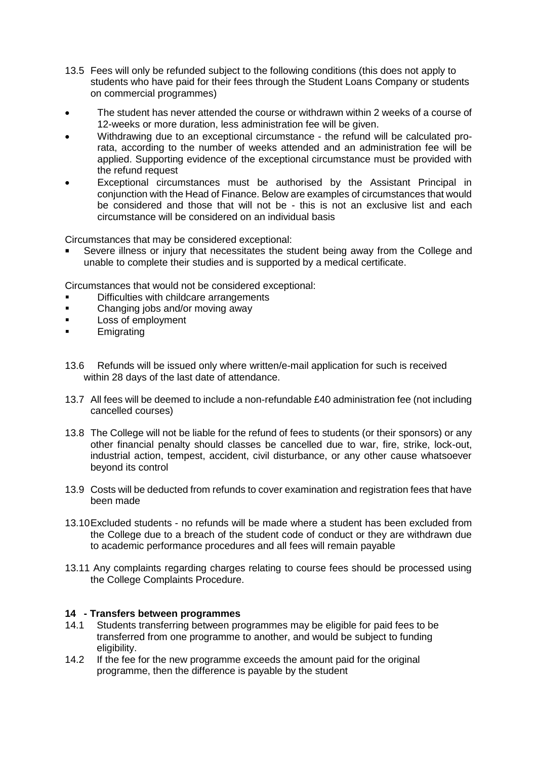13.5 Fees will only be refunded subject to the following conditions (this does not apply to students who have paid for their fees through the Student Loans Company or students on commercial programmes)

- The student has never attended the course or withdrawn within 2 weeks of a course of 12-weeks or more duration, less administration fee will be given.
- Withdrawing due to an exceptional circumstance - the refund will be calculated pro-rata, according to the number of weeks attended and an administration fee will be applied. Supporting evidence of the exceptional circumstance must be provided with the refund request
- Exceptional circumstances must be authorised by the Assistant Principal in conjunction with the Head of Finance. Below are examples of circumstances that would be considered and those that will not be - this is not an exclusive list and each circumstance will be considered on an individual basis

Circumstances that may be considered exceptional:

- Severe illness or injury that necessitates the student being away from the College and unable to complete their studies and is supported by a medical certificate.

Circumstances that would not be considered exceptional:

- Difficulties with childcare arrangements
- Changing jobs and/or moving away
- Loss of employment
- Emigrating

13.6 Refunds will be issued only where written/e-mail application for such is received within 28 days of the last date of attendance.

13.7 All fees will be deemed to include a non-refundable £40 administration fee (not including cancelled courses)

13.8 The College will not be liable for the refund of fees to students (or their sponsors) or any other financial penalty should classes be cancelled due to war, fire, strike, lock-out, industrial action, tempest, accident, civil disturbance, or any other cause whatsoever beyond its control

13.9 Costs will be deducted from refunds to cover examination and registration fees that have been made

13.10 Excluded students - no refunds will be made where a student has been excluded from the College due to a breach of the student code of conduct or they are withdrawn due to academic performance procedures and all fees will remain payable

13.11 Any complaints regarding charges relating to course fees should be processed using the College Complaints Procedure.

## 14 - Transfers between programmes

14.1 Students transferring between programmes may be eligible for paid fees to be transferred from one programme to another, and would be subject to funding eligibility.

14.2 If the fee for the new programme exceeds the amount paid for the original programme, then the difference is payable by the student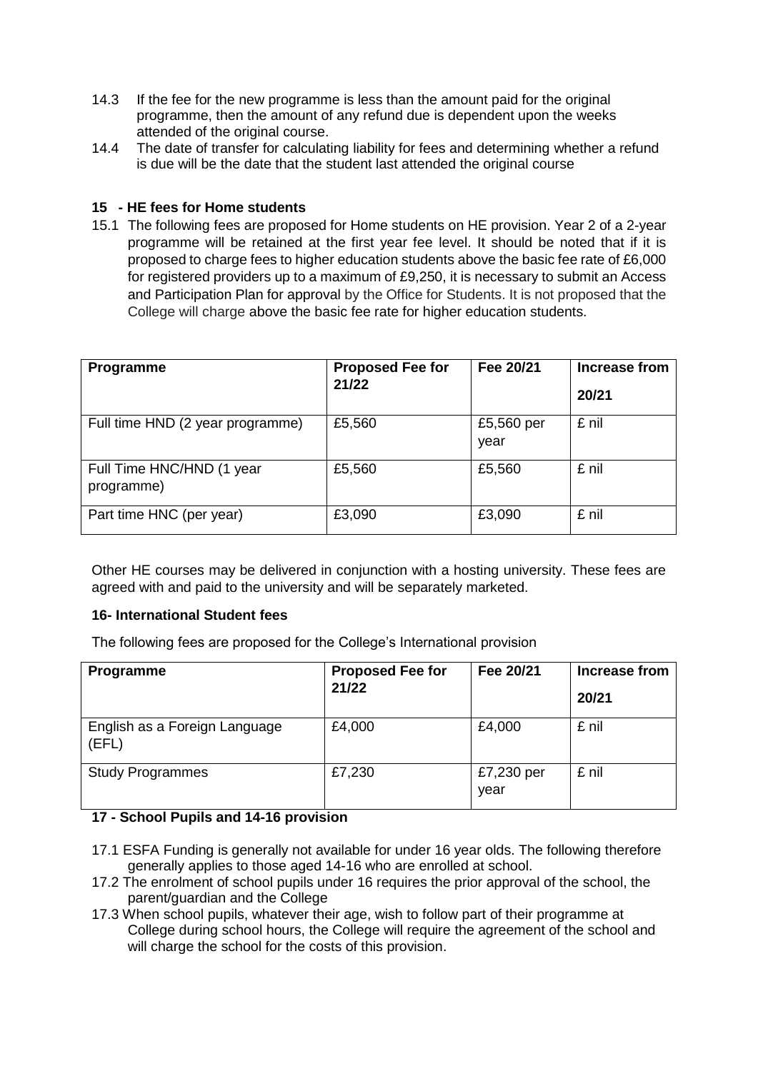14.3 If the fee for the new programme is less than the amount paid for the original programme, then the amount of any refund due is dependent upon the weeks attended of the original course.

14.4 The date of transfer for calculating liability for fees and determining whether a refund is due will be the date that the student last attended the original course

### 15 - HE fees for Home students

15.1 The following fees are proposed for Home students on HE provision. Year 2 of a 2-year programme will be retained at the first year fee level. It should be noted that if it is proposed to charge fees to higher education students above the basic fee rate of £6,000 for registered providers up to a maximum of £9,250, it is necessary to submit an Access and Participation Plan for approval by the Office for Students. It is not proposed that the College will charge above the basic fee rate for higher education students.

| Programme | Proposed Fee for 21/22 | Fee 20/21 | Increase from 20/21 |
|---|---|---|---|
| Full time HND (2 year programme) | £5,560 | £5,560 per year | £ nil |
| Full Time HNC/HND (1 year programme) | £5,560 | £5,560 | £ nil |
| Part time HNC (per year) | £3,090 | £3,090 | £ nil |

Other HE courses may be delivered in conjunction with a hosting university. These fees are agreed with and paid to the university and will be separately marketed.

### 16- International Student fees

The following fees are proposed for the College's International provision

| Programme | Proposed Fee for 21/22 | Fee 20/21 | Increase from 20/21 |
|---|---|---|---|
| English as a Foreign Language (EFL) | £4,000 | £4,000 | £ nil |
| Study Programmes | £7,230 | £7,230 per year | £ nil |

### 17 - School Pupils and 14-16 provision

17.1 ESFA Funding is generally not available for under 16 year olds. The following therefore generally applies to those aged 14-16 who are enrolled at school.

17.2 The enrolment of school pupils under 16 requires the prior approval of the school, the parent/guardian and the College

17.3 When school pupils, whatever their age, wish to follow part of their programme at College during school hours, the College will require the agreement of the school and will charge the school for the costs of this provision.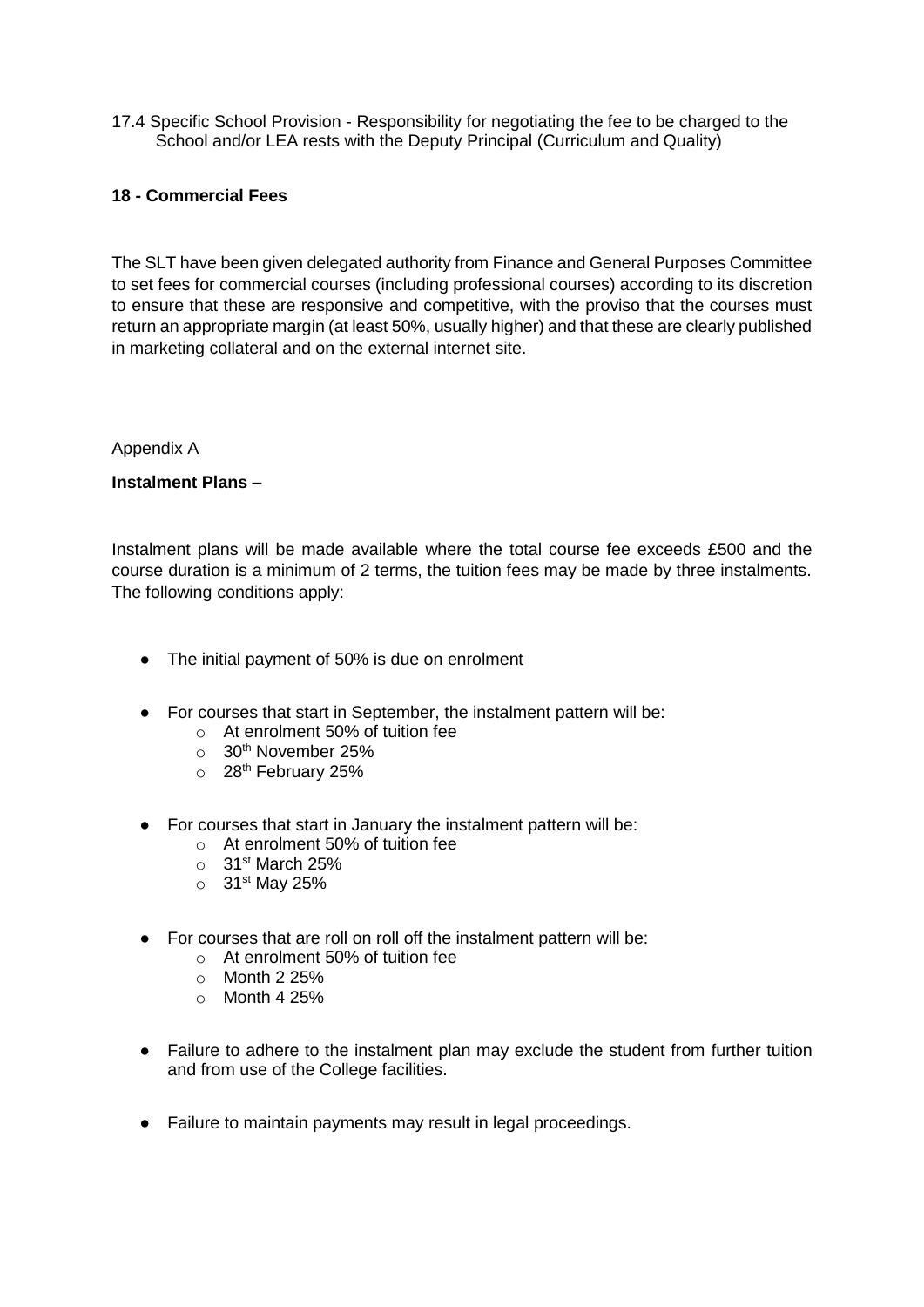17.4 Specific School Provision - Responsibility for negotiating the fee to be charged to the School and/or LEA rests with the Deputy Principal (Curriculum and Quality)

**18 - Commercial Fees**

The SLT have been given delegated authority from Finance and General Purposes Committee to set fees for commercial courses (including professional courses) according to its discretion to ensure that these are responsive and competitive, with the proviso that the courses must return an appropriate margin (at least 50%, usually higher) and that these are clearly published in marketing collateral and on the external internet site.

Appendix A

**Instalment Plans –**

Instalment plans will be made available where the total course fee exceeds £500 and the course duration is a minimum of 2 terms, the tuition fees may be made by three instalments. The following conditions apply:

- The initial payment of 50% is due on enrolment
- For courses that start in September, the instalment pattern will be:
  - At enrolment 50% of tuition fee
  - 30th November 25%
  - 28th February 25%
- For courses that start in January the instalment pattern will be:
  - At enrolment 50% of tuition fee
  - 31st March 25%
  - 31st May 25%
- For courses that are roll on roll off the instalment pattern will be:
  - At enrolment 50% of tuition fee
  - Month 2 25%
  - Month 4 25%
- Failure to adhere to the instalment plan may exclude the student from further tuition and from use of the College facilities.
- Failure to maintain payments may result in legal proceedings.